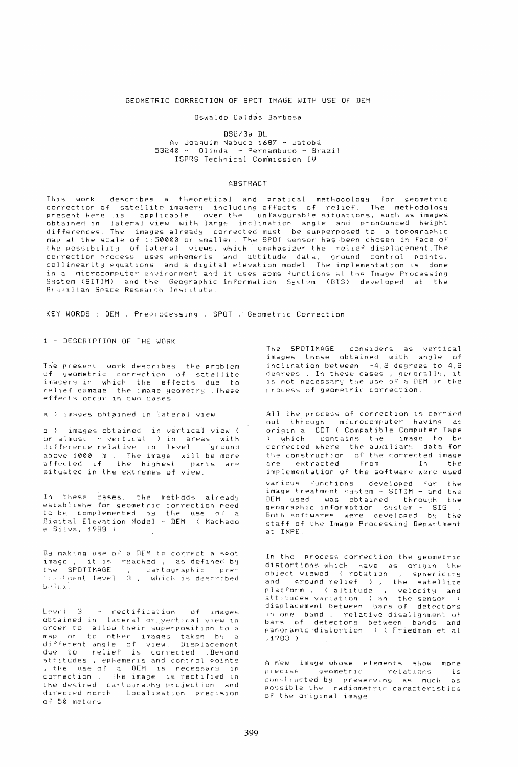# GEOMETRIC CORRECTION OF SPOT IMAGE WITH USE OF DEM

Oswaldo Caldas Barbosa

DSG/3a DL
Av Joaquim Nabuco 1687 - Jatobá
53240 - Olinda - Pernambuco - Brazil
ISPRS Technical Commission IV

## ABSTRACT

This work describes a theoretical and pratical methodology for geometric correction of satellite imagery including effects of relief. The methodology present here is applicable over the unfavourable situations, such as images obtained in lateral view with large inclination angle and pronounced height differences. The images already corrected must be supperposed to a topographic map at the scale of 1:50000 or smaller. The SPOT sensor has been chosen in face of the possibility of lateral views, which emphasizer the relief displacement. The correction process uses ephemeris and attitude data, ground control points, collinearity equations and a digital elevation model. The implementation is done in a microcomputer environment and it uses some functions at the Image Processing System (SITIM) and the Geographic Information System (GIS) developed at the Brazilian Space Research Institute.

KEY WORDS : DEM , Preprocessing , SPOT , Geometric Correction

## 1 - DESCRIPTION OF THE WORK

The present work describes the problem of geometric correction of satellite imagery in which the effects due to relief damage the image geometry. These effects occur in two cases :

a ) images obtained in lateral view

b ) images obtained in vertical view ( or almost - vertical ) in areas with difference relative in level ground above 1000 m . The image will be more affected if the highest parts are situated in the extremes of view.

In these cases, the methods already establishe for geometric correction need to be complemented by the use of a Digital Elevation Model - DEM ( Machado e Silva, 1988 ) .

By making use of a DEM to correct a spot image , it is reached , as defined by the SPOTIMAGE , cartographic pre-treatment level 3 , which is described below.

Level 3 - rectification of images obtained in lateral or vertical view in order to allow their superposition to a map or to other images taken by a different angle of view. Displacement due to relief is corrected . Beyond attitudes , ephemeris and control points , the use of a DEM is necessary in correction . The image is rectified in the desired cartography projection and directed north. Localization precision of 50 meters.

The SPOTIMAGE considers as vertical images those obtained with angle of inclination between -4,2 degrees to 4,2 degrees . In these cases , generally, it is not necessary the use of a DEM in the process of geometric correction.

All the process of correction is carried out through microcomputer having as origin a CCT ( Compatible Computer Tape ) which contains the image to be corrected where the auxiliary data for the construction of the corrected image are extracted from . In the implementation of the software were used various functions developed for the image treatment system - SITIM - and the DEM used was obtained through the geographic information system - SIG . Both softwares were developed by the staff of the Image Processing Department at INPE.

In the process correction the geometric distortions which have as origin the object viewed ( rotation , sphericity and ground relief ) , the satellite platform , ( altitude , velocity and attitudes variation ) an the sensor ( displacement between bars of detectors in one band , relative disalignment of bars of detectors between bands and panoramic distortion ) ( Friedman et al ,1983 ).

A new image whose elements show more precise geometric relations is constructed by preserving as much as possible the radiometric caracteristics of the original image.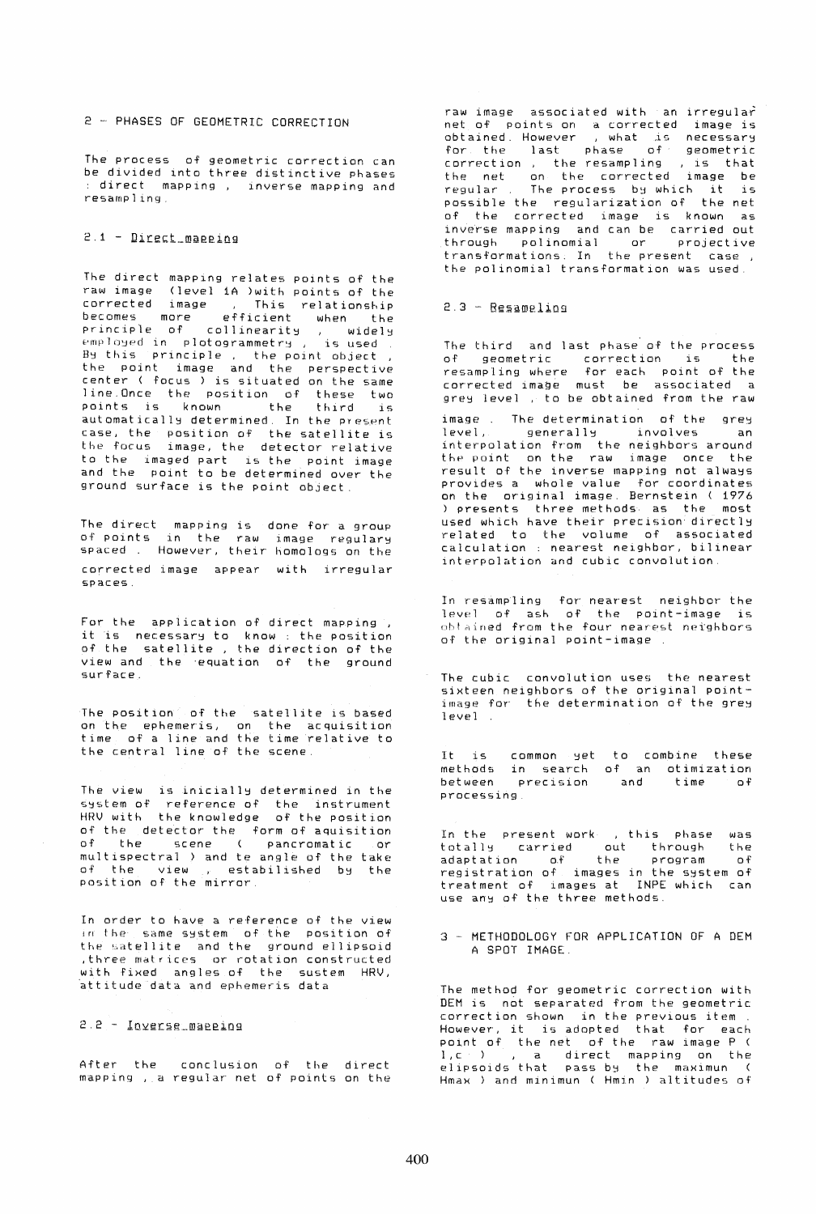## 2 - PHASES OF GEOMETRIC CORRECTION

The process of geometric correction can be divided into three distinctive phases : direct mapping , inverse mapping and resampling.

### 2.1 - Direct mapping

The direct mapping relates points of the raw image (level 1A )with points of the corrected image , This relationship becomes more efficient when the principle of collinearity , widely employed in plotogrammetry , is used . By this principle , the point object , the point image and the perspective center ( focus ) is situated on the same line.Once the position of these two points is known the third is automatically determined. In the present case, the position of the satellite is the focus image, the detector relative to the imaged part is the point image and the point to be determined over the ground surface is the point object.

The direct mapping is done for a group of points in the raw image regulary spaced . However, their homologs on the corrected image appear with irregular spaces.

For the application of direct mapping , it is necessary to know : the position of the satellite , the direction of the view and the equation of the ground surface.

The position of the satellite is based on the ephemeris, on the acquisition time of a line and the time relative to the central line of the scene.

The view is inicially determined in the system of reference of the instrument HRV with the knowledge of the position of the detector the form of aquisition of the scene ( pancromatic or multispectral ) and te angle of the take of the view , estabilished by the position of the mirror.

In order to have a reference of the view in the same system of the position of the satellite and the ground ellipsoid ,three matrices or rotation constructed with fixed angles of the sustem HRV, attitude data and ephemeris data

### 2.2 - Inverse mapping

After the conclusion of the direct mapping , a regular net of points on the raw image associated with an irregular net of points on a corrected image is obtained. However , what is necessary for the last phase of geometric correction , the resampling , is that the net on the corrected image be regular . The process by which it is possible the regularization of the net of the corrected image is known as inverse mapping and can be carried out through polinomial or projective transformations. In the present case , the polinomial transformation was used.

### 2.3 - Resampling

The third and last phase of the process of geometric correction is the resampling where for each point of the corrected image must be associated a grey level , to be obtained from the raw image . The determination of the grey level, generally involves an interpolation from the neighbors around the point on the raw image once the result of the inverse mapping not always provides a whole value for coordinates on the original image. Bernstein ( 1976 ) presents three methods as the most used which have their precision directly related to the volume of associated calculation : nearest neighbor, bilinear interpolation and cubic convolution.

In resampling for nearest neighbor the level of ash of the point-image is obtained from the four nearest neighbors of the original point-image .

The cubic convolution uses the nearest sixteen neighbors of the original point-image for the determination of the grey level .

It is common yet to combine these methods in search of an otimization between precision and time of processing.

In the present work , this phase was totally carried out through the adaptation of the program of registration of images in the system of treatment of images at INPE which can use any of the three methods.

## 3 - METHODOLOGY FOR APPLICATION OF A DEM A SPOT IMAGE.

The method for geometric correction with DEM is not separated from the geometric correction shown in the previous item . However, it is adopted that for each point of the net of the raw image P ( l,c ) , a direct mapping on the elipsoids that pass by the maximun ( Hmax ) and minimun ( Hmin ) altitudes of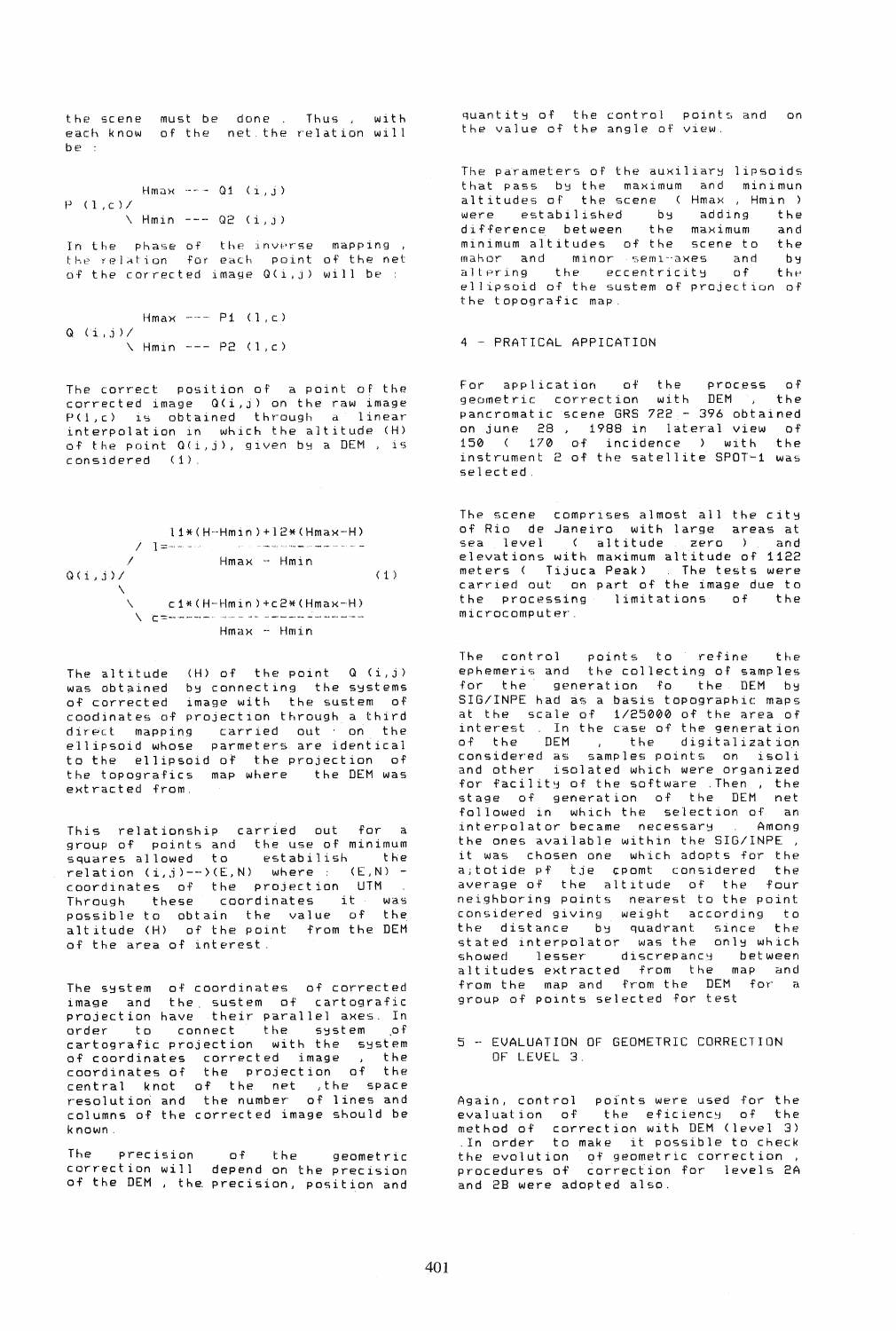the scene must be done . Thus , with each know of the net the relation will be :

$$P(l,c) \begin{cases} H_{max} \text{ --- } Q1(i,j) \\ H_{min} \text{ --- } Q2(i,j) \end{cases}$$

In the phase of the inverse mapping , the relation for each point of the net of the corrected image Q(i,j) will be :

$$Q(i,j) \begin{cases} H_{max} \text{ --- } P1(l,c) \\ H_{min} \text{ --- } P2(l,c) \end{cases}$$

The correct position of a point of the corrected image Q(i,j) on the raw image P(l,c) is obtained through a linear interpolation in which the altitude (H) of the point Q(i,j), given by a DEM , is considered (1).

$$Q(i,j) \begin{cases} l = \dfrac{l1*(H-Hmin)+l2*(Hmax-H)}{Hmax - Hmin} \\ c = \dfrac{c1*(H-Hmin)+c2*(Hmax-H)}{Hmax - Hmin} \end{cases} \quad (1)$$

The altitude (H) of the point Q (i,j) was obtained by connecting the systems of corrected image with the sustem of coodinates of projection through a third direct mapping carried out on the ellipsoid whose parmeters are identical to the ellipsoid of the projection of the topografics map where the DEM was extracted from.

This relationship carried out for a group of points and the use of minimum squares allowed to estabilish the relation (i,j)-->(E,N) where : (E,N) - coordinates of the projection UTM . Through these coordinates it was possible to obtain the value of the altitude (H) of the point from the DEM of the area of interest.

The system of coordinates of corrected image and the sustem of cartografic projection have their parallel axes. In order to connect the system of cartografic projection with the system of coordinates corrected image , the coordinates of the projection of the central knot of the net ,the space resolution and the number of lines and columns of the corrected image should be known.

The precision of the geometric correction will depend on the precision of the DEM , the precision, position and quantity of the control points and on the value of the angle of view.

The parameters of the auxiliary lipsoids that pass by the maximum and minimun altitudes of the scene ( Hmax , Hmin ) were estabilished by adding the difference between the maximum and minimum altitudes of the scene to the mahor and minor semi-axes and by altering the eccentricity of the ellipsoid of the sustem of projection of the topografic map.

## 4 - PRATICAL APPICATION

For application of the process of geometric correction with DEM , the pancromatic scene GRS 722 - 396 obtained on june 28 , 1988 in lateral view of 15º ( 17º of incidence ) with the instrument 2 of the satellite SPOT-1 was selected.

The scene comprises almost all the city of Rio de Janeiro with large areas at sea level ( altitude zero ) and elevations with maximum altitude of 1122 meters ( Tijuca Peak) . The tests were carried out on part of the image due to the processing limitations of the microcomputer.

The control points to refine the ephemeris and the collecting of samples for the generation fo the DEM by SIG/INPE had as a basis topographic maps at the scale of 1/25000 of the area of interest . In the case of the generation of the DEM , the digitalization considered as samples points on isoli and other isolated which were organized for facility of the software . Then , the stage of generation of the DEM net followed in which the selection of an interpolator became necessary . Among the ones available within the SIG/INPE , it was chosen one which adopts for the a;totide pf tje cpomt considered the average of the altitude of the four neighboring points nearest to the point considered giving weight according to the distance by quadrant since the stated interpolator was the only which showed lesser discrepancy between altitudes extracted from the map and from the DEM for a group of points selected for test

## 5 - EVALUATION OF GEOMETRIC CORRECTION OF LEVEL 3.

Again, control points were used for the evaluation of the eficiency of the method of correction with DEM (level 3) .In order to make it possible to check the evolution of geometric correction , procedures of correction for levels 2A and 2B were adopted also.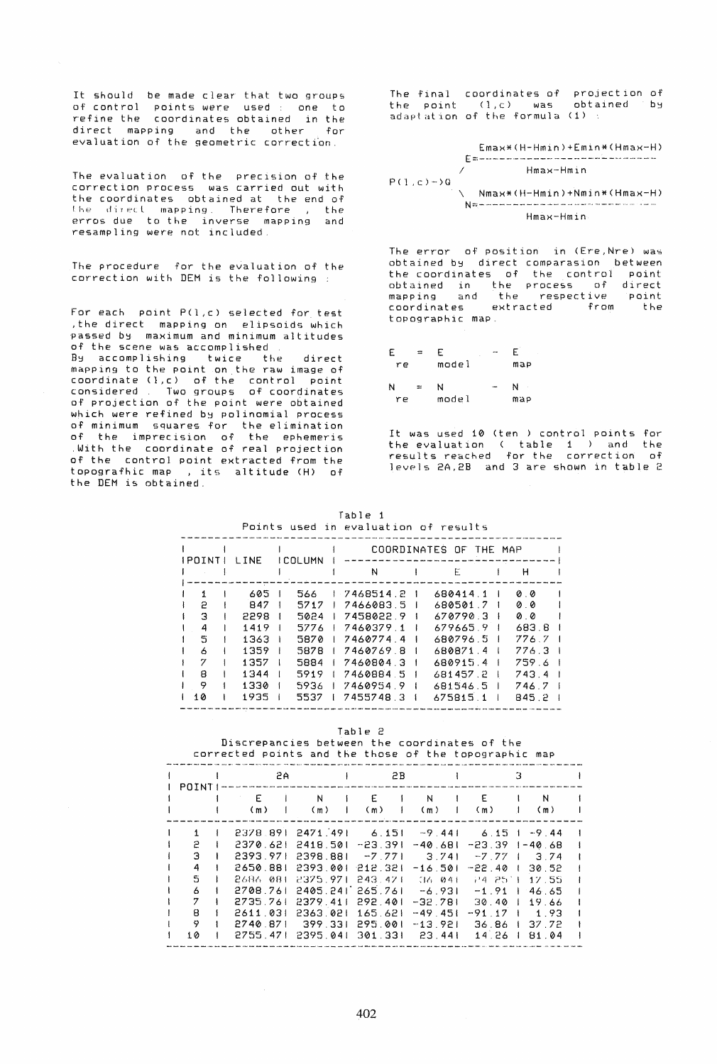It should be made clear that two groups of control points were used : one to refine the coordinates obtained in the direct mapping and the other for evaluation of the geometric correction.

The evaluation of the precision of the correction process was carried out with the coordinates obtained at the end of the direct mapping. Therefore , the erros due to the inverse mapping and resampling were not included.

The procedure for the evaluation of the correction with DEM is the following :

For each point P(l,c) selected for test ,the direct mapping on elipsoids which passed by maximum and minimum altitudes of the scene was accomplished .
By accomplishing twice the direct mapping to the point on the raw image of coordinate (l,c) of the control point considered . Two groups of coordinates of projection of the point were obtained which were refined by polinomial process of minimum squares for the elimination of the imprecision of the ephemeris .With the coordinate of real projection of the control point extracted from the topografhic map , its altitude (H) of the DEM is obtained.

The final coordinates of projection of the point (l,c) was obtained by adaptation of the formula (1) :

$$P(l,c) \rightarrow Q \begin{cases} E = \dfrac{Emax*(H-Hmin)+Emin*(Hmax-H)}{Hmax-Hmin} \\ N = \dfrac{Nmax*(H-Hmin)+Nmin*(Hmax-H)}{Hmax-Hmin} \end{cases}$$

The error of position in (Ere,Nre) was obtained by direct comparasion between the coordinates of the control point obtained in the process of direct mapping and the respective point coordinates extracted from the topographic map.

$$E_{re} = E_{model} - E_{map}$$

$$N_{re} = N_{model} - N_{map}$$

It was used 10 (ten ) control points for the evaluation ( table 1 ) and the results reached for the correction of levels 2A,2B and 3 are shown in table 2

Table 1
Points used in evaluation of results

| POINT | LINE | COLUMN | COORDINATES OF THE MAP N | E | H |
|---|---|---|---|---|---|
| 1 | 605 | 566 | 7468514.2 | 680414.1 | 0.0 |
| 2 | 847 | 5717 | 7466083.5 | 680501.7 | 0.0 |
| 3 | 2298 | 5024 | 7458022.9 | 670790.3 | 0.0 |
| 4 | 1419 | 5776 | 7460379.1 | 679665.9 | 683.8 |
| 5 | 1363 | 5870 | 7460774.4 | 680796.5 | 776.7 |
| 6 | 1359 | 5878 | 7460769.8 | 680871.4 | 776.3 |
| 7 | 1357 | 5884 | 7460804.3 | 680915.4 | 759.6 |
| 8 | 1344 | 5919 | 7460884.5 | 681457.2 | 743.4 |
| 9 | 1330 | 5936 | 7460954.9 | 681546.5 | 746.7 |
| 10 | 1935 | 5537 | 7455748.3 | 675815.1 | 845.2 |

Table 2
Discrepancies between the coordinates of the corrected points and the those of the topographic map

| POINT | 2A | | 2B | | 3 | |
|---|---|---|---|---|---|---|
| | E (m) | N (m) | E (m) | N (m) | E (m) | N (m) |
| 1 | 2378.89 | 2471.49 | 6.15 | -9.44 | 6.15 | -9.44 |
| 2 | 2370.62 | 2418.50 | -23.39 | -40.68 | -23.39 | -40.68 |
| 3 | 2393.97 | 2398.88 | -7.77 | 3.74 | -7.77 | 3.74 |
| 4 | 2650.88 | 2393.00 | 212.32 | -16.50 | -22.40 | 30.52 |
| 5 | 2686.08 | 2375.97 | 243.47 | 36.04 | 24.25 | 17.55 |
| 6 | 2708.76 | 2405.24 | 265.76 | -6.93 | -1.91 | 46.65 |
| 7 | 2735.76 | 2379.41 | 292.40 | -32.78 | 30.40 | 19.66 |
| 8 | 2611.03 | 2363.02 | 165.62 | -49.45 | -91.17 | 1.93 |
| 9 | 2740.87 | 399.33 | 295.00 | -13.92 | 36.86 | 37.72 |
| 10 | 2755.47 | 2395.04 | 301.33 | 23.44 | 14.26 | 81.04 |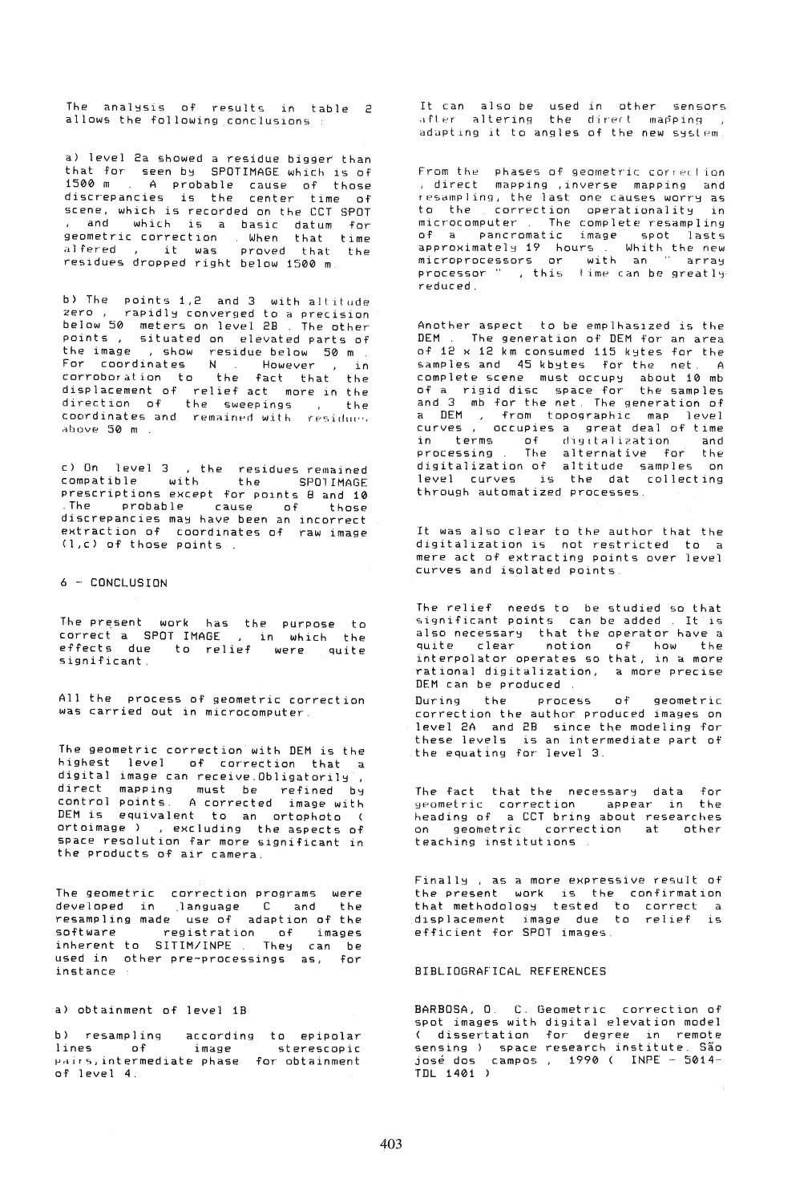The analysis of results in table 2 allows the following conclusions :

a) level 2a showed a residue bigger than that for seen by SPOTIMAGE which is of 1500 m . A probable cause of those discrepancies is the center time of scene, which is recorded on the CCT SPOT , and which is a basic datum for geometric correction . When that time altered , it was proved that the residues dropped right below 1500 m .

b) The points 1,2 and 3 with altitude zero , rapidly converged to a precision below 50 meters on level 2B . The other points , situated on elevated parts of the image , show residue below 50 m . For coordinates N . However , in corroboration to the fact that the displacement of relief act more in the direction of the sweepings , the coordinates and remained with residues above 50 m .

c) On level 3 , the residues remained compatible with the SPOTIMAGE prescriptions except for points 8 and 10 .The probable cause of those discrepancies may have been an incorrect extraction of coordinates of raw image (l,c) of those points .

## 6 - CONCLUSION

The present work has the purpose to correct a SPOT IMAGE , in which the effects due to relief were quite significant.

All the process of geometric correction was carried out in microcomputer.

The geometric correction with DEM is the highest level of correction that a digital image can receive.Obligatorily , direct mapping must be refined by control points. A corrected image with DEM is equivalent to an ortophoto ( ortoimage ) , excluding the aspects of space resolution far more significant in the products of air camera.

The geometric correction programs were developed in language C and the resampling made use of adaption of the software registration of images inherent to SITIM/INPE . They can be used in other pre-processings as, for instance :

a) obtainment of level 1B

b) resampling according to epipolar lines of image sterescopic pairs,intermediate phase for obtainment of level 4.

It can also be used in other sensors after altering the direct mapping , adapting it to angles of the new system.

From the phases of geometric correction , direct mapping ,inverse mapping and resampling, the last one causes worry as to the correction operationality in microcomputer . The complete resampling of a pancromatic image spot lasts approximately 19 hours . Whith the new microprocessors or with an " array processor " , this time can be greatly reduced.

Another aspect to be emplhasized is the DEM . The generation of DEM for an area of 12 x 12 km consumed 115 kytes for the samples and 45 kbytes for the net. A complete scene must occupy about 10 mb of a rigid disc space for the samples and 3 mb for the net. The generation of a DEM , from topographic map level curves , occupies a great deal of time in terms of digitalization and processing . The alternative for the digitalization of altitude samples on level curves is the dat collecting through automatized processes.

It was also clear to the author that the digitalization is not restricted to a mere act of extracting points over level curves and isolated points.

The relief needs to be studied so that significant points can be added . It is also necessary that the operator have a quite clear notion of how the interpolator operates so that, in a more rational digitalization, a more precise DEM can be produced .

During the process of geometric correction the author produced images on level 2A and 2B since the modeling for these levels is an intermediate part of the equating for level 3.

The fact that the necessary data for geometric correction appear in the heading of a CCT bring about researches on geometric correction at other teaching institutions .

Finally , as a more expressive result of the present work is the confirmation that methodology tested to correct a displacement image due to relief is efficient for SPOT images.

## BIBLIOGRAFICAL REFERENCES

BARBOSA, O. C. Geometric correction of spot images with digital elevation model ( dissertation for degree in remote sensing ) space research institute. São josé dos campos , 1990 ( INPE - 5014-TDL 1401 )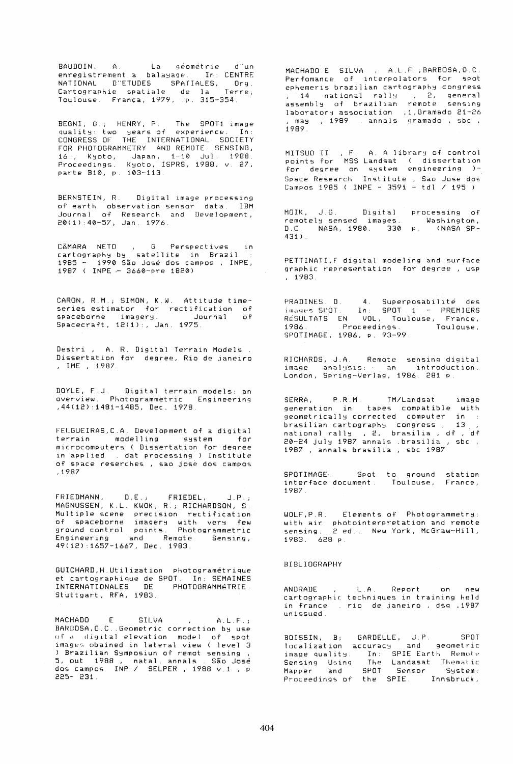BAUDOIN, A. La géométrie d''un enregistrement a balayage. In: CENTRE NATIONAL D''ETUDES SPATIALES, Org. Cartographie spatiale de la Terre, Toulouse. França, 1979, p. 315-354.

BEGNI, G.; HENRY, P. The SPOT1 image quality: two years of experience. In: CONGRESS OF THE INTERNATIONAL SOCIETY FOR PHOTOGRAMMETRY AND REMOTE SENSING, 16., Kyoto, Japan, 1-10 Jul. 1988. Proceedings. Kyoto, ISPRS, 1988, v. 27, parte B10, p. 103-113.

BERNSTEIN, R. Digital image processing of earth observation sensor data. IBM Journal of Research and Development, 20(1):40-57, Jan. 1976.

CÂMARA NETO , G Perspectives in cartography by satellite in Brazil : 1985 - 1990 São José dos campos , INPE, 1987 ( INPE - 3660-pre 1820)

CARON, R.M.; SIMON, K.W. Attitude time-series estimator for rectification of spaceborne imagery. Journal of Spacecraft, 12(1):, Jan. 1975.

Destri , A. R. Digital Terrain Models . Dissertation for degree, Rio de janeiro , IME , 1987.

DOYLE, F.J. Digital terrain models: an overview. Photogrammetric Engineering ,44(12):1481-1485, Dec. 1978.

FELGUEIRAS,C.A. Development of a digital terrain modelling system for microcomputers ( Dissertation for degree in applied . dat processing ) Institute of space reserches , sao jose dos campos ,1987

FRIEDMANN, D.E.; FRIEDEL, J.P.; MAGNUSSEN, K.L. KWOK, R.; RICHARDSON, S. Multiple scene precision rectification of spaceborne imagery with very few ground control points. Photogrammetric Engineering and Remote Sensing, 49(12):1657-1667, Dec. 1983.

GUICHARD,H.Utilization photogramétrique et cartographique de SPOT. In: SEMAINES INTERNATIONALES DE PHOTOGRAMMÉTRIE. Stuttgart, RFA, 1983.

MACHADO E SILVA , A.L.F.; BARBOSA,O.C..Geometric correction by use of a digital elevation model of spot images obained in lateral view ( level 3 ) Brazilian Symposiun of remot sensing , 5, out 1988 , natal. annals . São José dos campos INP / SELPER , 1988 v.1 , p 225- 231.

MACHADO E SILVA , A.L.F.;BARBOSA,O.C. Perfomance of interpolators for spot ephemeris brazilian cartography congress , 14 national rally , 2, general assembly of brazilian remote sensing laboratory association ,1,Gramado 21-26 , may , 1989 . annals gramado , sbc , 1989.

MITSUO II , F. A. A library of control points for MSS Landsat ( dissertation for degree on system engineering )- Space Research Institute , Sao Jose dos Campos 1985 ( INPE - 3591 - tdl / 195 )

MOIK, J.G. Digital processing of remotely sensed images. Washington, D.C. NASA, 1980. 330 p. (NASA SP-431).

PETTINATI,F digital modeling and surface graphic representation for degree , usp , 1983.

PRADINES. D. 4. Superposabilité des images SPOT. In: SPOT 1 - PREMIERS RÉSULTATS EN VOL, Toulouse, France, 1986. Proceedings. Toulouse, SPOTIMAGE, 1986, p. 93-99.

RICHARDS, J.A. Remote sensing digital image analysis: an introduction. London, Spring-Verlag, 1986. 281 p.

SERRA, P.R.M. TM/Landsat image generation in tapes compatible with geometrically corrected computer in : brasilian cartography congress , 13 , national rally , 2, brasilia , df , df 20-24 july 1987 annals .brasilia , sbc , 1987 , annals brasilia , sbc 1987

SPOTIMAGE. Spot to ground station interface document. Toulouse, France, 1987.

WOLF,P.R. Elements of Photogrammetry: with air photointerpretation and remote sensing. 2 ed.. New York, McGraw-Hill, 1983. 628 p.

## BIBLIOGRAPHY

ANDRADE , L.A. Report on new cartographic techniques in training held in France . rio de janeiro , dsg ,1987 unissued.

BOISSIN, B; GARDELLE, J.P. SPOT localization accuracy and geometric image quality. In: SPIE Earth Remote Sensing Using The Landasat Thematic Mapper and SPOT Sensor System: Proceedings of the SPIE. Innsbruck,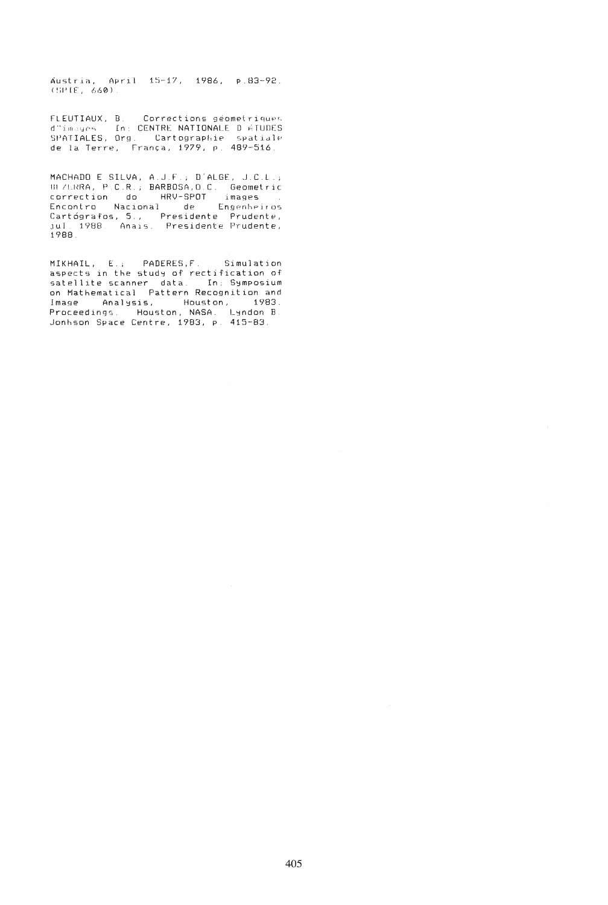Austria, April 15-17, 1986, p.83-92. (SPIE, 660).

FLEUTIAUX, B. Corrections géometriques d''images. In: CENTRE NATIONALE D ÉTUDES SPATIALES, Org. Cartographie spatiale de la Terre, França, 1979, p. 489-516.

MACHADO E SILVA, A.J.F.; D'ALGE, J.C.L.; BEZERRA, P.C.R.; BARBOSA,O.C. Geometric correction do HRV-SPOT images . Encontro Nacional de Engenheiros Cartógrafos, 5., Presidente Prudente, jul 1988. Anais. Presidente Prudente, 1988.

MIKHAIL, E.; PADERES,F. Simulation aspects in the study of rectification of satellite scanner data. In: Symposium on Mathematical Pattern Recognition and Image Analysis, Houston, 1983. Proceedings. Houston, NASA. Lyndon B. Jonhson Space Centre, 1983, p. 415-83.